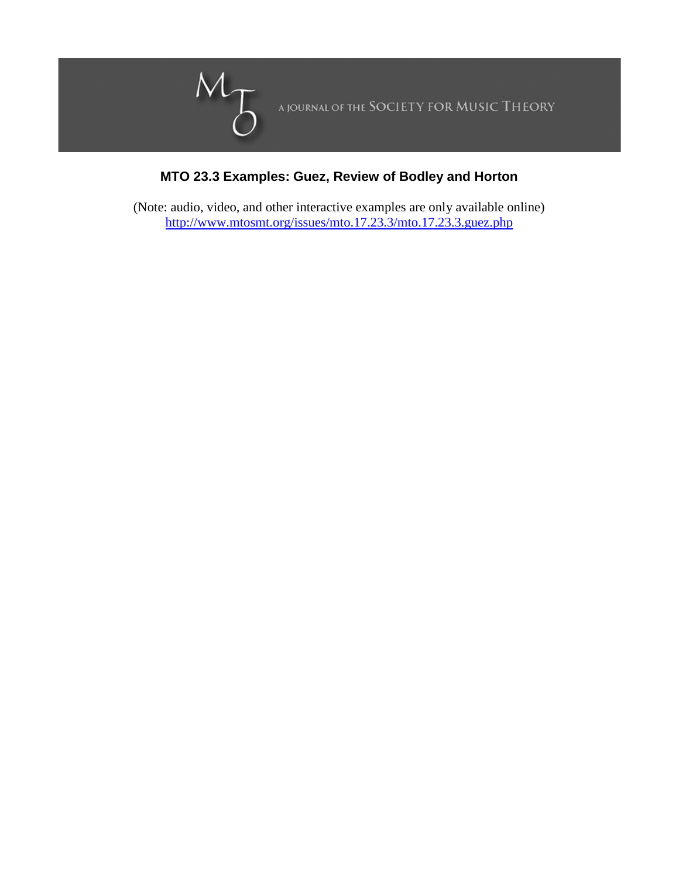A JOURNAL OF THE SOCIETY FOR MUSIC THEORY

**MTO 23.3 Examples: Guez, Review of Bodley and Horton**

(Note: audio, video, and other interactive examples are only available online)
http://www.mtosmt.org/issues/mto.17.23.3/mto.17.23.3.guez.php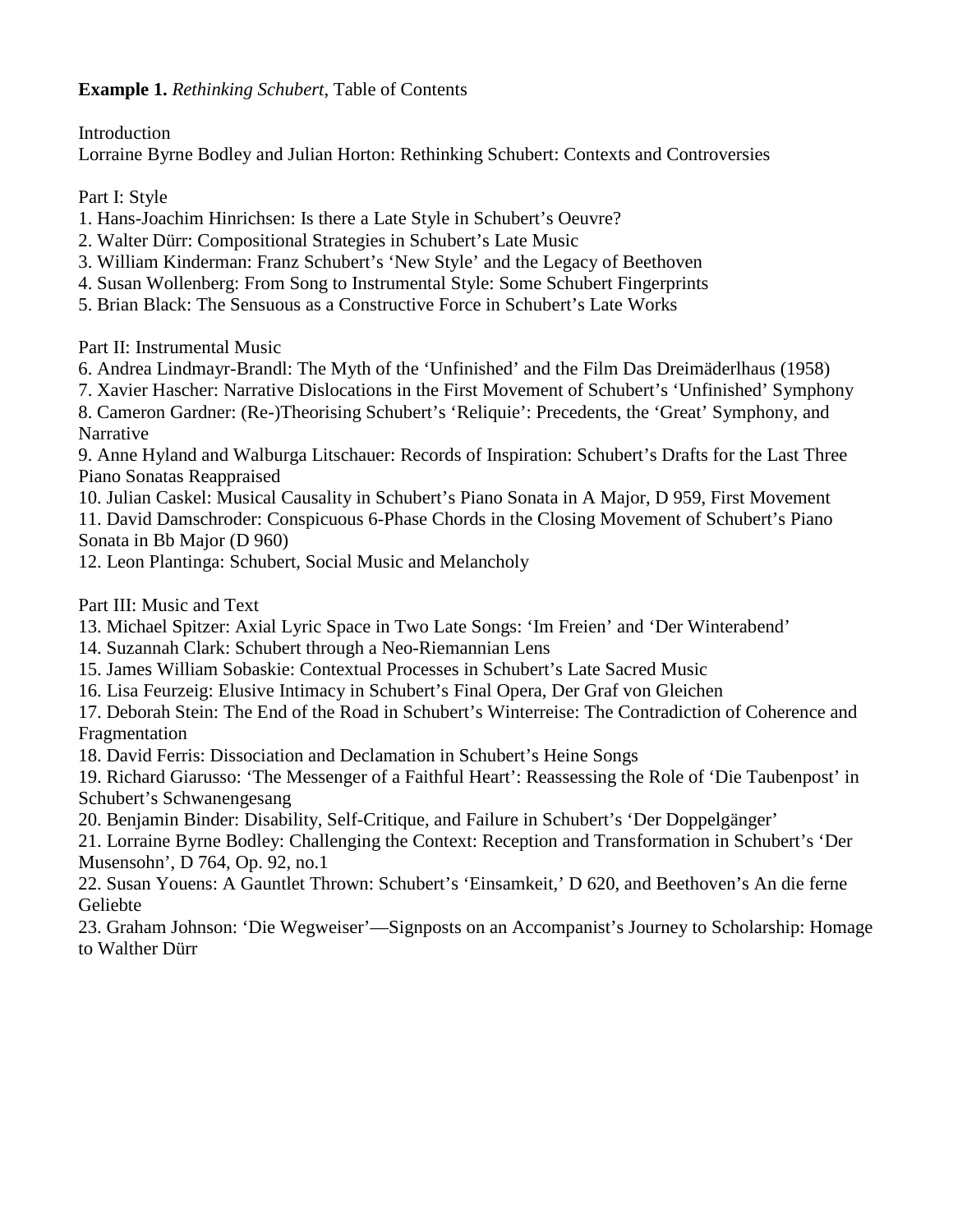**Example 1.** *Rethinking Schubert*, Table of Contents

Introduction
Lorraine Byrne Bodley and Julian Horton: Rethinking Schubert: Contexts and Controversies

Part I: Style
1. Hans-Joachim Hinrichsen: Is there a Late Style in Schubert's Oeuvre?
2. Walter Dürr: Compositional Strategies in Schubert's Late Music
3. William Kinderman: Franz Schubert's 'New Style' and the Legacy of Beethoven
4. Susan Wollenberg: From Song to Instrumental Style: Some Schubert Fingerprints
5. Brian Black: The Sensuous as a Constructive Force in Schubert's Late Works

Part II: Instrumental Music
6. Andrea Lindmayr-Brandl: The Myth of the 'Unfinished' and the Film Das Dreimäderlhaus (1958)
7. Xavier Hascher: Narrative Dislocations in the First Movement of Schubert's 'Unfinished' Symphony
8. Cameron Gardner: (Re-)Theorising Schubert's 'Reliquie': Precedents, the 'Great' Symphony, and Narrative
9. Anne Hyland and Walburga Litschauer: Records of Inspiration: Schubert's Drafts for the Last Three Piano Sonatas Reappraised
10. Julian Caskel: Musical Causality in Schubert's Piano Sonata in A Major, D 959, First Movement
11. David Damschroder: Conspicuous 6-Phase Chords in the Closing Movement of Schubert's Piano Sonata in Bb Major (D 960)
12. Leon Plantinga: Schubert, Social Music and Melancholy

Part III: Music and Text
13. Michael Spitzer: Axial Lyric Space in Two Late Songs: 'Im Freien' and 'Der Winterabend'
14. Suzannah Clark: Schubert through a Neo-Riemannian Lens
15. James William Sobaskie: Contextual Processes in Schubert's Late Sacred Music
16. Lisa Feurzeig: Elusive Intimacy in Schubert's Final Opera, Der Graf von Gleichen
17. Deborah Stein: The End of the Road in Schubert's Winterreise: The Contradiction of Coherence and Fragmentation
18. David Ferris: Dissociation and Declamation in Schubert's Heine Songs
19. Richard Giarusso: 'The Messenger of a Faithful Heart': Reassessing the Role of 'Die Taubenpost' in Schubert's Schwanengesang
20. Benjamin Binder: Disability, Self-Critique, and Failure in Schubert's 'Der Doppelgänger'
21. Lorraine Byrne Bodley: Challenging the Context: Reception and Transformation in Schubert's 'Der Musensohn', D 764, Op. 92, no.1
22. Susan Youens: A Gauntlet Thrown: Schubert's 'Einsamkeit,' D 620, and Beethoven's An die ferne Geliebte
23. Graham Johnson: 'Die Wegweiser'—Signposts on an Accompanist's Journey to Scholarship: Homage to Walther Dürr